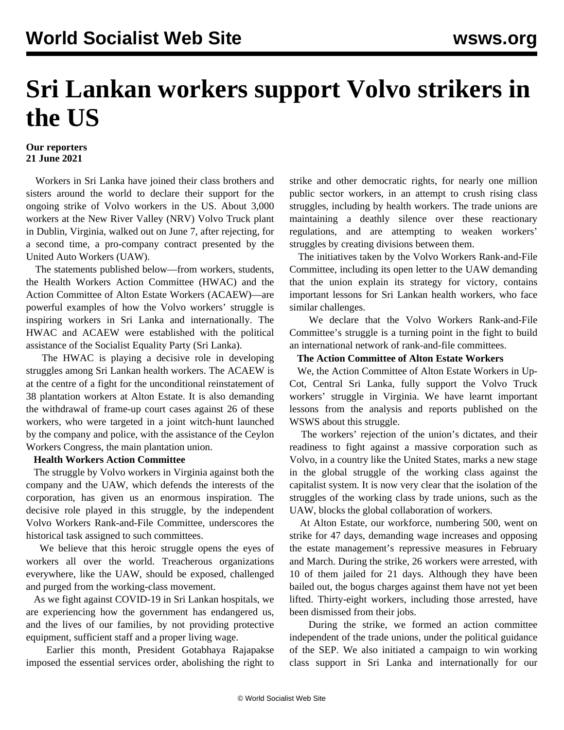# Sri Lankan workers support Volvo strikers in the US

**Our reporters**
**21 June 2021**

Workers in Sri Lanka have joined their class brothers and sisters around the world to declare their support for the ongoing strike of Volvo workers in the US. About 3,000 workers at the New River Valley (NRV) Volvo Truck plant in Dublin, Virginia, walked out on June 7, after rejecting, for a second time, a pro-company contract presented by the United Auto Workers (UAW).

The statements published below—from workers, students, the Health Workers Action Committee (HWAC) and the Action Committee of Alton Estate Workers (ACAEW)—are powerful examples of how the Volvo workers' struggle is inspiring workers in Sri Lanka and internationally. The HWAC and ACAEW were established with the political assistance of the Socialist Equality Party (Sri Lanka).

The HWAC is playing a decisive role in developing struggles among Sri Lankan health workers. The ACAEW is at the centre of a fight for the unconditional reinstatement of 38 plantation workers at Alton Estate. It is also demanding the withdrawal of frame-up court cases against 26 of these workers, who were targeted in a joint witch-hunt launched by the company and police, with the assistance of the Ceylon Workers Congress, the main plantation union.

**Health Workers Action Committee**

The struggle by Volvo workers in Virginia against both the company and the UAW, which defends the interests of the corporation, has given us an enormous inspiration. The decisive role played in this struggle, by the independent Volvo Workers Rank-and-File Committee, underscores the historical task assigned to such committees.

We believe that this heroic struggle opens the eyes of workers all over the world. Treacherous organizations everywhere, like the UAW, should be exposed, challenged and purged from the working-class movement.

As we fight against COVID-19 in Sri Lankan hospitals, we are experiencing how the government has endangered us, and the lives of our families, by not providing protective equipment, sufficient staff and a proper living wage.

Earlier this month, President Gotabhaya Rajapakse imposed the essential services order, abolishing the right to strike and other democratic rights, for nearly one million public sector workers, in an attempt to crush rising class struggles, including by health workers. The trade unions are maintaining a deathly silence over these reactionary regulations, and are attempting to weaken workers' struggles by creating divisions between them.

The initiatives taken by the Volvo Workers Rank-and-File Committee, including its open letter to the UAW demanding that the union explain its strategy for victory, contains important lessons for Sri Lankan health workers, who face similar challenges.

We declare that the Volvo Workers Rank-and-File Committee's struggle is a turning point in the fight to build an international network of rank-and-file committees.

**The Action Committee of Alton Estate Workers**

We, the Action Committee of Alton Estate Workers in Up-Cot, Central Sri Lanka, fully support the Volvo Truck workers' struggle in Virginia. We have learnt important lessons from the analysis and reports published on the WSWS about this struggle.

The workers' rejection of the union's dictates, and their readiness to fight against a massive corporation such as Volvo, in a country like the United States, marks a new stage in the global struggle of the working class against the capitalist system. It is now very clear that the isolation of the struggles of the working class by trade unions, such as the UAW, blocks the global collaboration of workers.

At Alton Estate, our workforce, numbering 500, went on strike for 47 days, demanding wage increases and opposing the estate management's repressive measures in February and March. During the strike, 26 workers were arrested, with 10 of them jailed for 21 days. Although they have been bailed out, the bogus charges against them have not yet been lifted. Thirty-eight workers, including those arrested, have been dismissed from their jobs.

During the strike, we formed an action committee independent of the trade unions, under the political guidance of the SEP. We also initiated a campaign to win working class support in Sri Lanka and internationally for our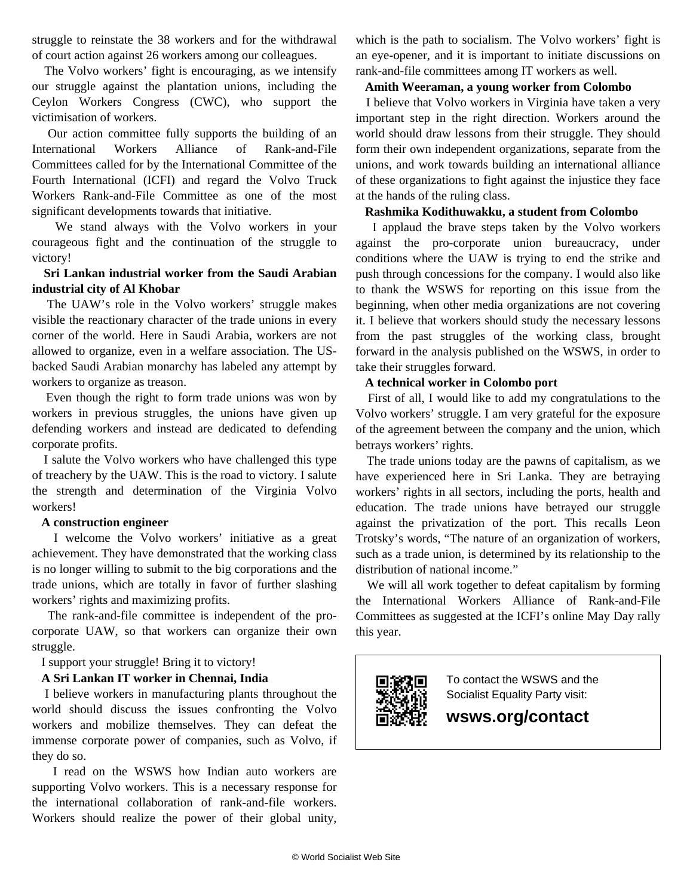struggle to reinstate the 38 workers and for the withdrawal of court action against 26 workers among our colleagues.

The Volvo workers' fight is encouraging, as we intensify our struggle against the plantation unions, including the Ceylon Workers Congress (CWC), who support the victimisation of workers.

Our action committee fully supports the building of an International Workers Alliance of Rank-and-File Committees called for by the International Committee of the Fourth International (ICFI) and regard the Volvo Truck Workers Rank-and-File Committee as one of the most significant developments towards that initiative.

We stand always with the Volvo workers in your courageous fight and the continuation of the struggle to victory!

**Sri Lankan industrial worker from the Saudi Arabian industrial city of Al Khobar**

The UAW's role in the Volvo workers' struggle makes visible the reactionary character of the trade unions in every corner of the world. Here in Saudi Arabia, workers are not allowed to organize, even in a welfare association. The US-backed Saudi Arabian monarchy has labeled any attempt by workers to organize as treason.

Even though the right to form trade unions was won by workers in previous struggles, the unions have given up defending workers and instead are dedicated to defending corporate profits.

I salute the Volvo workers who have challenged this type of treachery by the UAW. This is the road to victory. I salute the strength and determination of the Virginia Volvo workers!

**A construction engineer**

I welcome the Volvo workers' initiative as a great achievement. They have demonstrated that the working class is no longer willing to submit to the big corporations and the trade unions, which are totally in favor of further slashing workers' rights and maximizing profits.

The rank-and-file committee is independent of the pro-corporate UAW, so that workers can organize their own struggle.

I support your struggle! Bring it to victory!

**A Sri Lankan IT worker in Chennai, India**

I believe workers in manufacturing plants throughout the world should discuss the issues confronting the Volvo workers and mobilize themselves. They can defeat the immense corporate power of companies, such as Volvo, if they do so.

I read on the WSWS how Indian auto workers are supporting Volvo workers. This is a necessary response for the international collaboration of rank-and-file workers. Workers should realize the power of their global unity, which is the path to socialism. The Volvo workers' fight is an eye-opener, and it is important to initiate discussions on rank-and-file committees among IT workers as well.

**Amith Weeraman, a young worker from Colombo**

I believe that Volvo workers in Virginia have taken a very important step in the right direction. Workers around the world should draw lessons from their struggle. They should form their own independent organizations, separate from the unions, and work towards building an international alliance of these organizations to fight against the injustice they face at the hands of the ruling class.

**Rashmika Kodithuwakku, a student from Colombo**

I applaud the brave steps taken by the Volvo workers against the pro-corporate union bureaucracy, under conditions where the UAW is trying to end the strike and push through concessions for the company. I would also like to thank the WSWS for reporting on this issue from the beginning, when other media organizations are not covering it. I believe that workers should study the necessary lessons from the past struggles of the working class, brought forward in the analysis published on the WSWS, in order to take their struggles forward.

**A technical worker in Colombo port**

First of all, I would like to add my congratulations to the Volvo workers' struggle. I am very grateful for the exposure of the agreement between the company and the union, which betrays workers' rights.

The trade unions today are the pawns of capitalism, as we have experienced here in Sri Lanka. They are betraying workers' rights in all sectors, including the ports, health and education. The trade unions have betrayed our struggle against the privatization of the port. This recalls Leon Trotsky's words, "The nature of an organization of workers, such as a trade union, is determined by its relationship to the distribution of national income."

We will all work together to defeat capitalism by forming the International Workers Alliance of Rank-and-File Committees as suggested at the ICFI's online May Day rally this year.

To contact the WSWS and the Socialist Equality Party visit:

**wsws.org/contact**